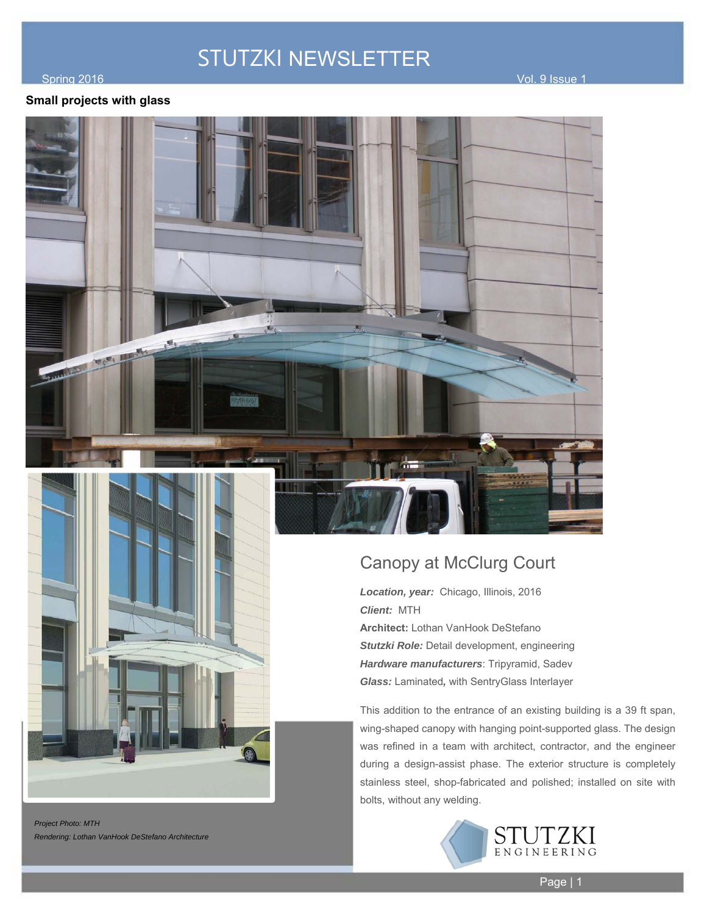# STUTZKI NEWSLETTER

Spring 2016 Vol. 9 Issue 1

**Small projects with glass**

## Canopy at McClurg Court

***Location, year:*** Chicago, Illinois, 2016
***Client:*** MTH
**Architect:** Lothan VanHook DeStefano
***Stutzki Role:*** Detail development, engineering
***Hardware manufacturers***: Tripyramid, Sadev
***Glass:*** Laminated**,** with SentryGlass Interlayer

This addition to the entrance of an existing building is a 39 ft span, wing-shaped canopy with hanging point-supported glass. The design was refined in a team with architect, contractor, and the engineer during a design-assist phase. The exterior structure is completely stainless steel, shop-fabricated and polished; installed on site with bolts, without any welding.

*Project Photo: MTH*
*Rendering: Lothan VanHook DeStefano Architecture*

STUTZKI ENGINEERING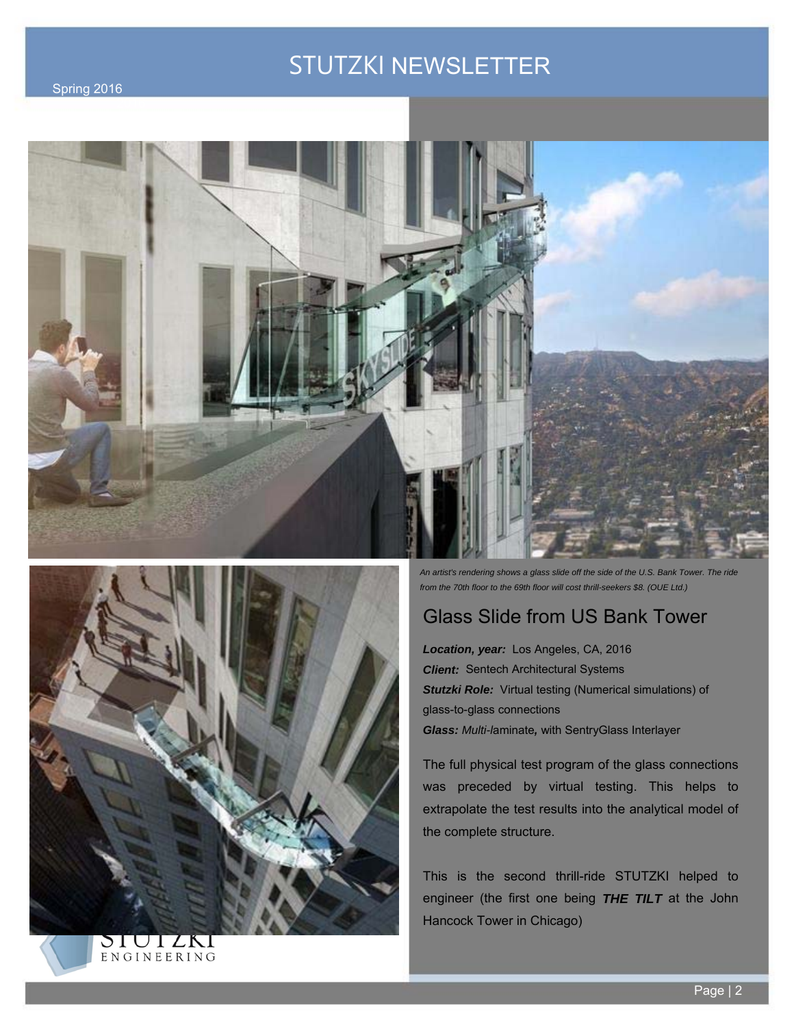# STUTZKI NEWSLETTER

Spring 2016

*An artist's rendering shows a glass slide off the side of the U.S. Bank Tower. The ride from the 70th floor to the 69th floor will cost thrill-seekers $8. (OUE Ltd.)*

## Glass Slide from US Bank Tower

***Location, year:*** Los Angeles, CA, 2016

***Client:*** Sentech Architectural Systems

***Stutzki Role:*** Virtual testing (Numerical simulations) of glass-to-glass connections

***Glass:*** *Multi-l*aminate**,** with SentryGlass Interlayer

The full physical test program of the glass connections was preceded by virtual testing. This helps to extrapolate the test results into the analytical model of the complete structure.

This is the second thrill-ride STUTZKI helped to engineer (the first one being ***THE TILT*** at the John Hancock Tower in Chicago)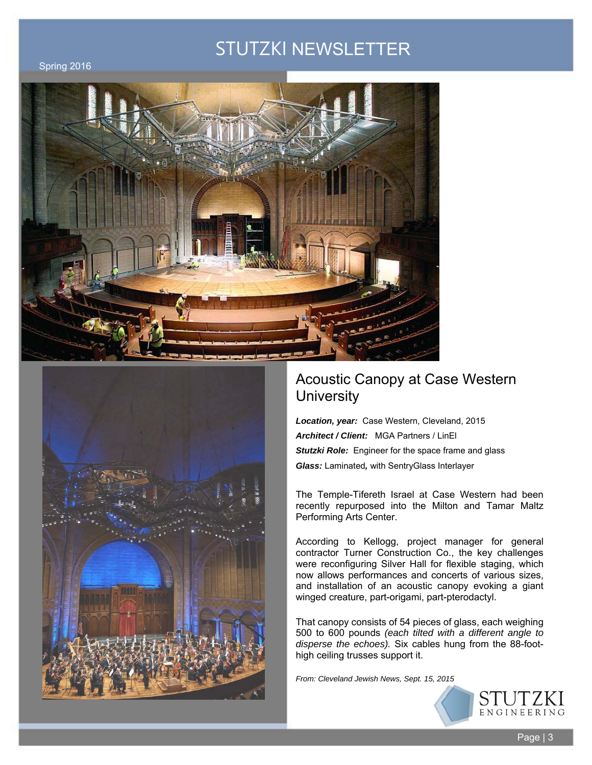## Acoustic Canopy at Case Western University

***Location, year:*** Case Western, Cleveland, 2015

***Architect / Client:*** MGA Partners / LinEl

***Stutzki Role:*** Engineer for the space frame and glass

***Glass:*** Laminated***,*** with SentryGlass Interlayer

The Temple-Tifereth Israel at Case Western had been recently repurposed into the Milton and Tamar Maltz Performing Arts Center.

According to Kellogg, project manager for general contractor Turner Construction Co., the key challenges were reconfiguring Silver Hall for flexible staging, which now allows performances and concerts of various sizes, and installation of an acoustic canopy evoking a giant winged creature, part-origami, part-pterodactyl.

That canopy consists of 54 pieces of glass, each weighing 500 to 600 pounds *(each tilted with a different angle to disperse the echoes)*. Six cables hung from the 88-foot-high ceiling trusses support it.

*From: Cleveland Jewish News, Sept. 15, 2015*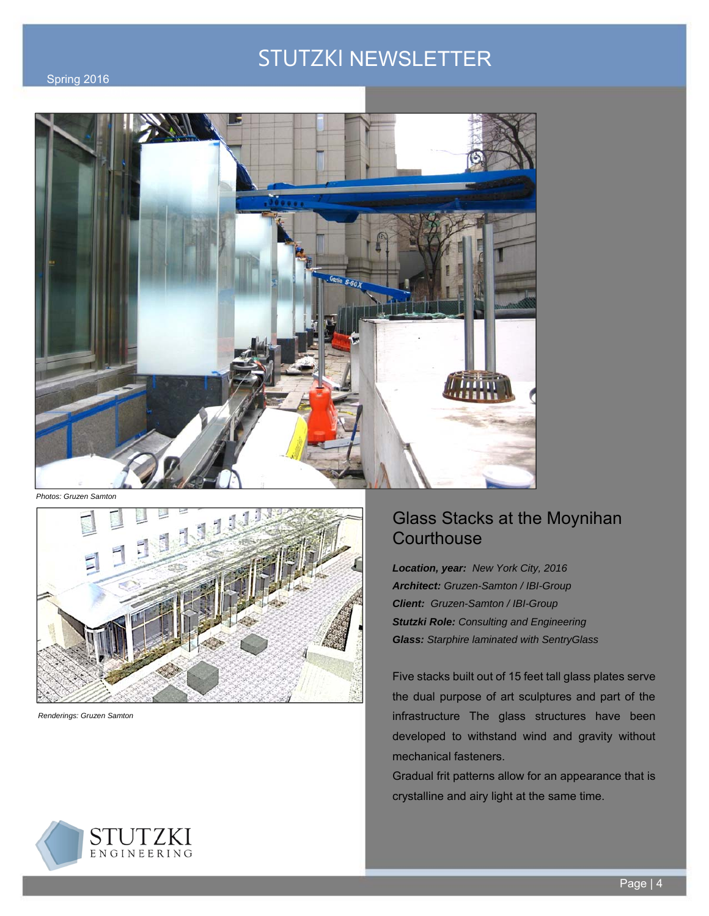Photos: Gruzen Samton

Renderings: Gruzen Samton

## Glass Stacks at the Moynihan Courthouse

***Location, year:*** *New York City, 2016*
***Architect:*** *Gruzen-Samton / IBI-Group*
***Client:*** *Gruzen-Samton / IBI-Group*
***Stutzki Role:*** *Consulting and Engineering*
***Glass:*** *Starphire laminated with SentryGlass*

Five stacks built out of 15 feet tall glass plates serve the dual purpose of art sculptures and part of the infrastructure The glass structures have been developed to withstand wind and gravity without mechanical fasteners.

Gradual frit patterns allow for an appearance that is crystalline and airy light at the same time.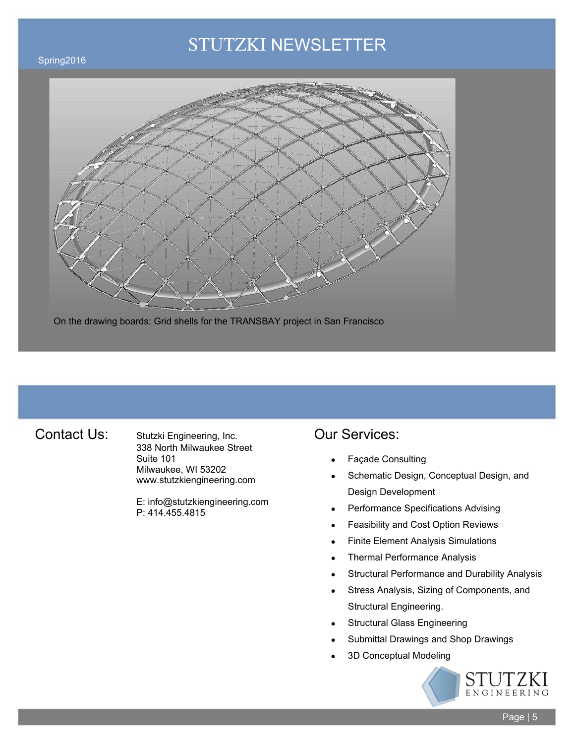# STUTZKI NEWSLETTER

Spring2016

On the drawing boards: Grid shells for the TRANSBAY project in San Francisco

## Contact Us:

Stutzki Engineering, Inc.
338 North Milwaukee Street
Suite 101
Milwaukee, WI 53202
www.stutzkiengineering.com

E: info@stutzkiengineering.com
P: 414.455.4815

## Our Services:

- Façade Consulting
- Schematic Design, Conceptual Design, and Design Development
- Performance Specifications Advising
- Feasibility and Cost Option Reviews
- Finite Element Analysis Simulations
- Thermal Performance Analysis
- Structural Performance and Durability Analysis
- Stress Analysis, Sizing of Components, and Structural Engineering.
- Structural Glass Engineering
- Submittal Drawings and Shop Drawings
- 3D Conceptual Modeling

STUTZKI ENGINEERING